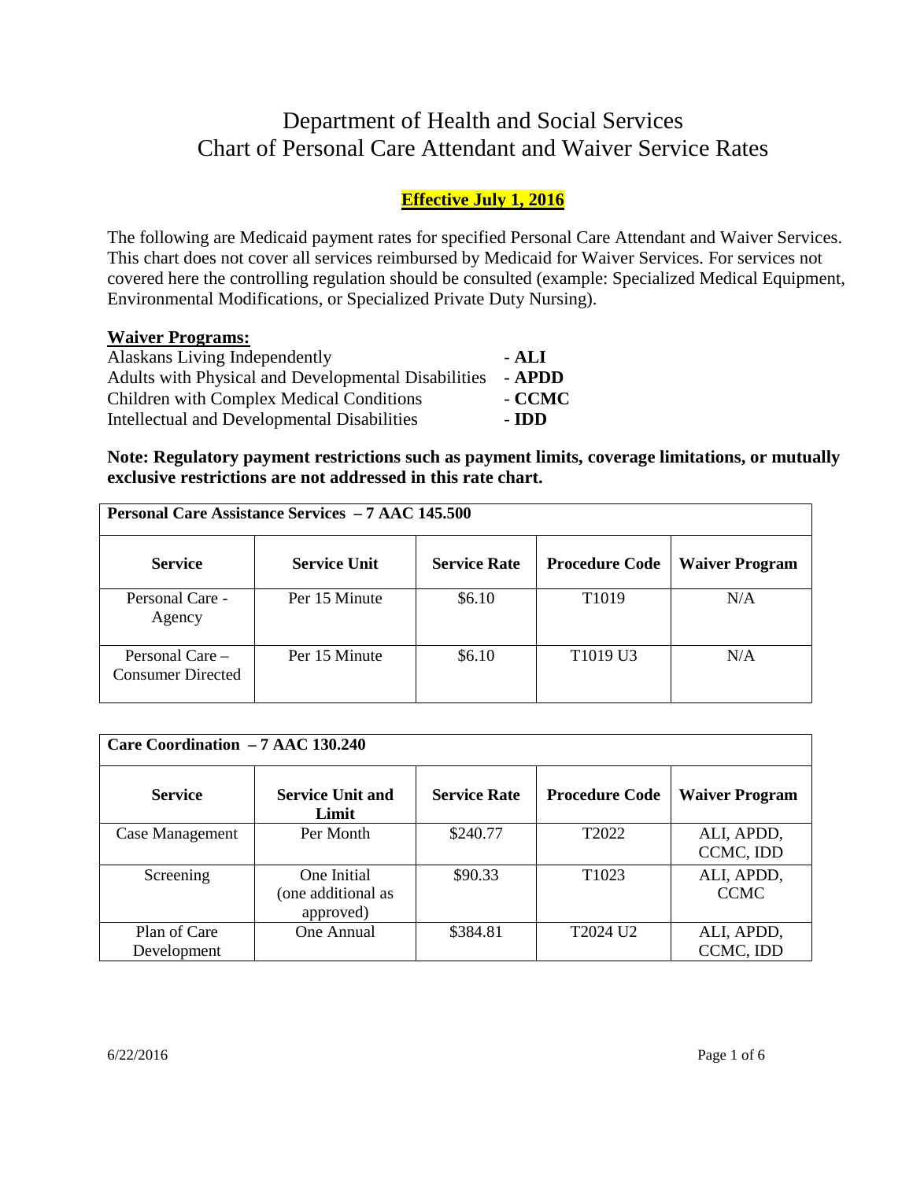# Department of Health and Social Services
# Chart of Personal Care Attendant and Waiver Service Rates

**Effective July 1, 2016**

The following are Medicaid payment rates for specified Personal Care Attendant and Waiver Services. This chart does not cover all services reimbursed by Medicaid for Waiver Services. For services not covered here the controlling regulation should be consulted (example: Specialized Medical Equipment, Environmental Modifications, or Specialized Private Duty Nursing).

**Waiver Programs:**

Alaskans Living Independently - **ALI**
Adults with Physical and Developmental Disabilities - **APDD**
Children with Complex Medical Conditions - **CCMC**
Intellectual and Developmental Disabilities - **IDD**

**Note: Regulatory payment restrictions such as payment limits, coverage limitations, or mutually exclusive restrictions are not addressed in this rate chart.**

| **Personal Care Assistance Services – 7 AAC 145.500** | | | | |
|---|---|---|---|---|
| **Service** | **Service Unit** | **Service Rate** | **Procedure Code** | **Waiver Program** |
| Personal Care - Agency | Per 15 Minute | $6.10 | T1019 | N/A |
| Personal Care – Consumer Directed | Per 15 Minute | $6.10 | T1019 U3 | N/A |

| **Care Coordination – 7 AAC 130.240** | | | | |
|---|---|---|---|---|
| **Service** | **Service Unit and Limit** | **Service Rate** | **Procedure Code** | **Waiver Program** |
| Case Management | Per Month | $240.77 | T2022 | ALI, APDD, CCMC, IDD |
| Screening | One Initial (one additional as approved) | $90.33 | T1023 | ALI, APDD, CCMC |
| Plan of Care Development | One Annual | $384.81 | T2024 U2 | ALI, APDD, CCMC, IDD |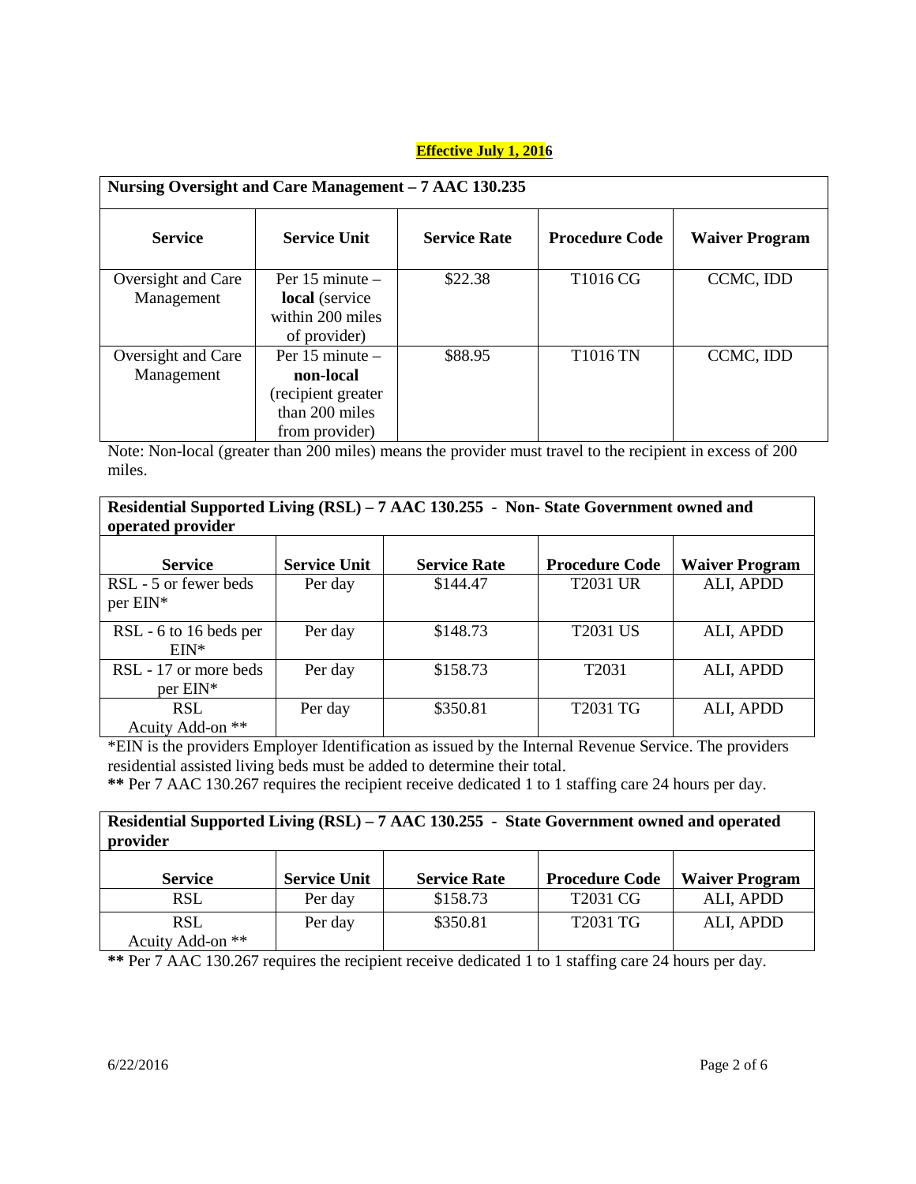**Effective July 1, 2016**

| Nursing Oversight and Care Management – 7 AAC 130.235 | | | | |
|---|---|---|---|---|
| **Service** | **Service Unit** | **Service Rate** | **Procedure Code** | **Waiver Program** |
| Oversight and Care Management | Per 15 minute – **local** (service within 200 miles of provider) | $22.38 | T1016 CG | CCMC, IDD |
| Oversight and Care Management | Per 15 minute – **non-local** (recipient greater than 200 miles from provider) | $88.95 | T1016 TN | CCMC, IDD |

Note: Non-local (greater than 200 miles) means the provider must travel to the recipient in excess of 200 miles.

| Residential Supported Living (RSL) – 7 AAC 130.255 - Non- State Government owned and operated provider | | | | |
|---|---|---|---|---|
| **Service** | **Service Unit** | **Service Rate** | **Procedure Code** | **Waiver Program** |
| RSL - 5 or fewer beds per EIN* | Per day | $144.47 | T2031 UR | ALI, APDD |
| RSL - 6 to 16 beds per EIN* | Per day | $148.73 | T2031 US | ALI, APDD |
| RSL - 17 or more beds per EIN* | Per day | $158.73 | T2031 | ALI, APDD |
| RSL Acuity Add-on ** | Per day | $350.81 | T2031 TG | ALI, APDD |

*EIN is the providers Employer Identification as issued by the Internal Revenue Service. The providers residential assisted living beds must be added to determine their total.

**\*\*** Per 7 AAC 130.267 requires the recipient receive dedicated 1 to 1 staffing care 24 hours per day.

| Residential Supported Living (RSL) – 7 AAC 130.255 - State Government owned and operated provider | | | | |
|---|---|---|---|---|
| **Service** | **Service Unit** | **Service Rate** | **Procedure Code** | **Waiver Program** |
| RSL | Per day | $158.73 | T2031 CG | ALI, APDD |
| RSL Acuity Add-on ** | Per day | $350.81 | T2031 TG | ALI, APDD |

**\*\*** Per 7 AAC 130.267 requires the recipient receive dedicated 1 to 1 staffing care 24 hours per day.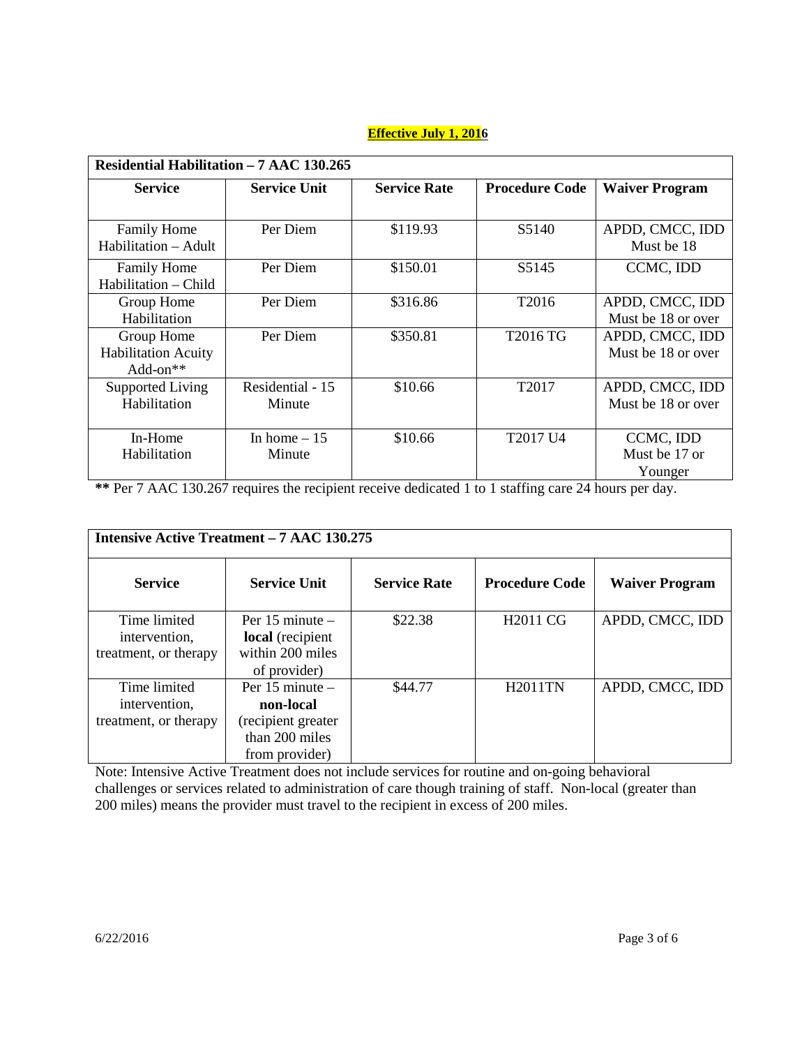**Effective July 1, 2016**

| Residential Habilitation – 7 AAC 130.265 | | | | |
|---|---|---|---|---|
| **Service** | **Service Unit** | **Service Rate** | **Procedure Code** | **Waiver Program** |
| Family Home Habilitation – Adult | Per Diem | $119.93 | S5140 | APDD, CMCC, IDD Must be 18 |
| Family Home Habilitation – Child | Per Diem | $150.01 | S5145 | CCMC, IDD |
| Group Home Habilitation | Per Diem | $316.86 | T2016 | APDD, CMCC, IDD Must be 18 or over |
| Group Home Habilitation Acuity Add-on** | Per Diem | $350.81 | T2016 TG | APDD, CMCC, IDD Must be 18 or over |
| Supported Living Habilitation | Residential - 15 Minute | $10.66 | T2017 | APDD, CMCC, IDD Must be 18 or over |
| In-Home Habilitation | In home – 15 Minute | $10.66 | T2017 U4 | CCMC, IDD Must be 17 or Younger |

**** Per 7 AAC 130.267 requires the recipient receive dedicated 1 to 1 staffing care 24 hours per day.

| Intensive Active Treatment – 7 AAC 130.275 | | | | |
|---|---|---|---|---|
| **Service** | **Service Unit** | **Service Rate** | **Procedure Code** | **Waiver Program** |
| Time limited intervention, treatment, or therapy | Per 15 minute – **local** (recipient within 200 miles of provider) | $22.38 | H2011 CG | APDD, CMCC, IDD |
| Time limited intervention, treatment, or therapy | Per 15 minute – **non-local** (recipient greater than 200 miles from provider) | $44.77 | H2011TN | APDD, CMCC, IDD |

Note: Intensive Active Treatment does not include services for routine and on-going behavioral challenges or services related to administration of care though training of staff. Non-local (greater than 200 miles) means the provider must travel to the recipient in excess of 200 miles.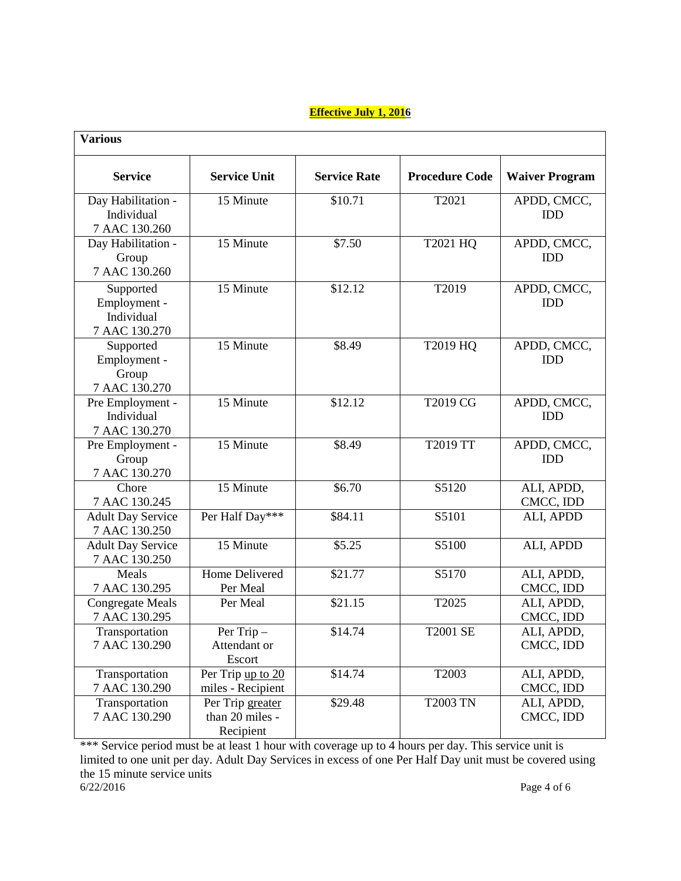**Effective July 1, 2016**

| Various | | | | |
|---|---|---|---|---|
| **Service** | **Service Unit** | **Service Rate** | **Procedure Code** | **Waiver Program** |
| Day Habilitation - Individual 7 AAC 130.260 | 15 Minute | $10.71 | T2021 | APDD, CMCC, IDD |
| Day Habilitation - Group 7 AAC 130.260 | 15 Minute | $7.50 | T2021 HQ | APDD, CMCC, IDD |
| Supported Employment - Individual 7 AAC 130.270 | 15 Minute | $12.12 | T2019 | APDD, CMCC, IDD |
| Supported Employment - Group 7 AAC 130.270 | 15 Minute | $8.49 | T2019 HQ | APDD, CMCC, IDD |
| Pre Employment - Individual 7 AAC 130.270 | 15 Minute | $12.12 | T2019 CG | APDD, CMCC, IDD |
| Pre Employment - Group 7 AAC 130.270 | 15 Minute | $8.49 | T2019 TT | APDD, CMCC, IDD |
| Chore 7 AAC 130.245 | 15 Minute | $6.70 | S5120 | ALI, APDD, CMCC, IDD |
| Adult Day Service 7 AAC 130.250 | Per Half Day*** | $84.11 | S5101 | ALI, APDD |
| Adult Day Service 7 AAC 130.250 | 15 Minute | $5.25 | S5100 | ALI, APDD |
| Meals 7 AAC 130.295 | Home Delivered Per Meal | $21.77 | S5170 | ALI, APDD, CMCC, IDD |
| Congregate Meals 7 AAC 130.295 | Per Meal | $21.15 | T2025 | ALI, APDD, CMCC, IDD |
| Transportation 7 AAC 130.290 | Per Trip – Attendant or Escort | $14.74 | T2001 SE | ALI, APDD, CMCC, IDD |
| Transportation 7 AAC 130.290 | Per Trip up to 20 miles - Recipient | $14.74 | T2003 | ALI, APDD, CMCC, IDD |
| Transportation 7 AAC 130.290 | Per Trip greater than 20 miles - Recipient | $29.48 | T2003 TN | ALI, APDD, CMCC, IDD |

*** Service period must be at least 1 hour with coverage up to 4 hours per day. This service unit is limited to one unit per day. Adult Day Services in excess of one Per Half Day unit must be covered using the 15 minute service units

6/22/2016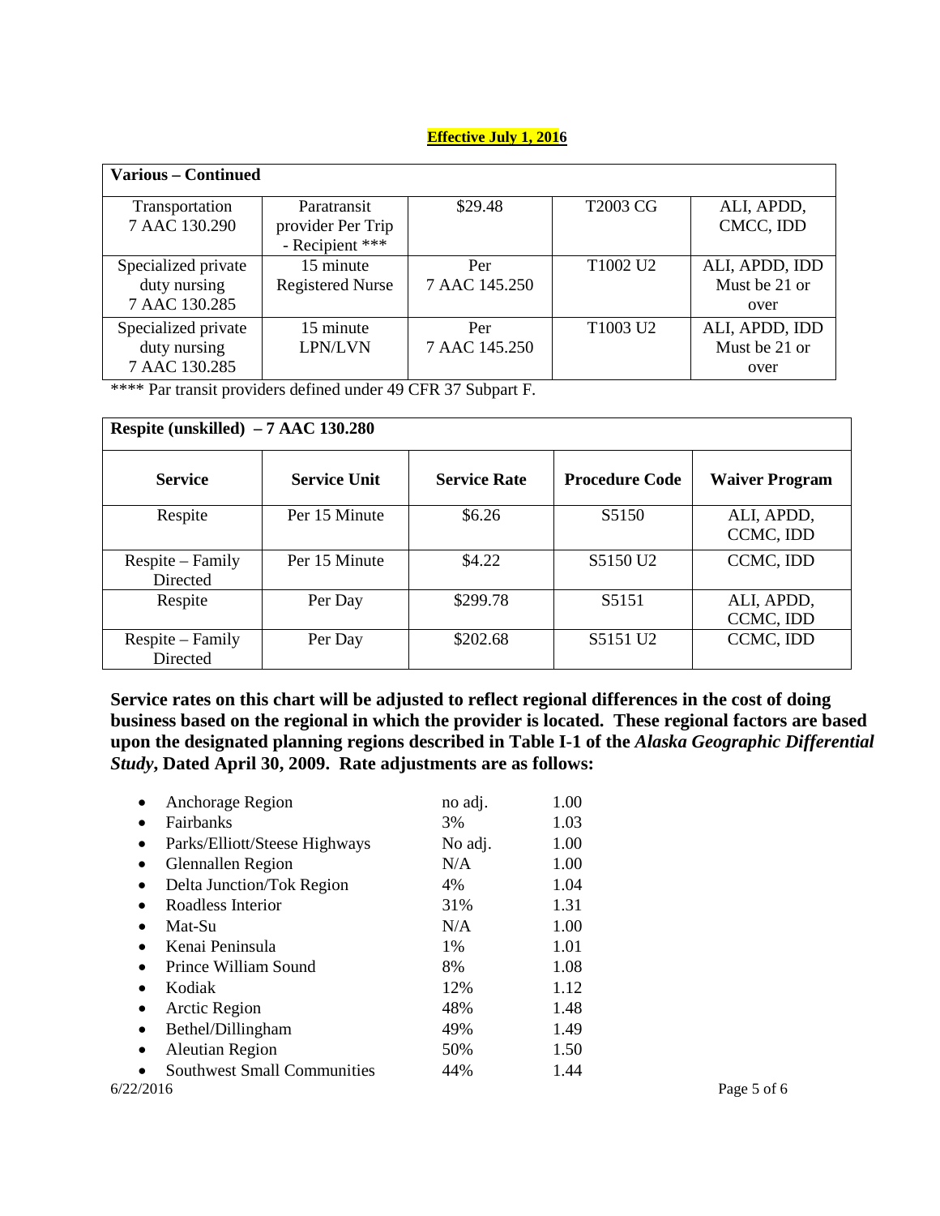**Effective July 1, 2016**

| Various – Continued | | | | |
|---|---|---|---|---|
| Transportation 7 AAC 130.290 | Paratransit provider Per Trip - Recipient *** | $29.48 | T2003 CG | ALI, APDD, CMCC, IDD |
| Specialized private duty nursing 7 AAC 130.285 | 15 minute Registered Nurse | Per 7 AAC 145.250 | T1002 U2 | ALI, APDD, IDD Must be 21 or over |
| Specialized private duty nursing 7 AAC 130.285 | 15 minute LPN/LVN | Per 7 AAC 145.250 | T1003 U2 | ALI, APDD, IDD Must be 21 or over |

**** Par transit providers defined under 49 CFR 37 Subpart F.

| Respite (unskilled) – 7 AAC 130.280 | | | | |
|---|---|---|---|---|
| **Service** | **Service Unit** | **Service Rate** | **Procedure Code** | **Waiver Program** |
| Respite | Per 15 Minute | $6.26 | S5150 | ALI, APDD, CCMC, IDD |
| Respite – Family Directed | Per 15 Minute | $4.22 | S5150 U2 | CCMC, IDD |
| Respite | Per Day | $299.78 | S5151 | ALI, APDD, CCMC, IDD |
| Respite – Family Directed | Per Day | $202.68 | S5151 U2 | CCMC, IDD |

**Service rates on this chart will be adjusted to reflect regional differences in the cost of doing business based on the regional in which the provider is located. These regional factors are based upon the designated planning regions described in Table I-1 of the *Alaska Geographic Differential Study*, Dated April 30, 2009. Rate adjustments are as follows:**

- Anchorage Region — no adj. — 1.00
- Fairbanks — 3% — 1.03
- Parks/Elliott/Steese Highways — No adj. — 1.00
- Glennallen Region — N/A — 1.00
- Delta Junction/Tok Region — 4% — 1.04
- Roadless Interior — 31% — 1.31
- Mat-Su — N/A — 1.00
- Kenai Peninsula — 1% — 1.01
- Prince William Sound — 8% — 1.08
- Kodiak — 12% — 1.12
- Arctic Region — 48% — 1.48
- Bethel/Dillingham — 49% — 1.49
- Aleutian Region — 50% — 1.50
- Southwest Small Communities — 44% — 1.44

6/22/2016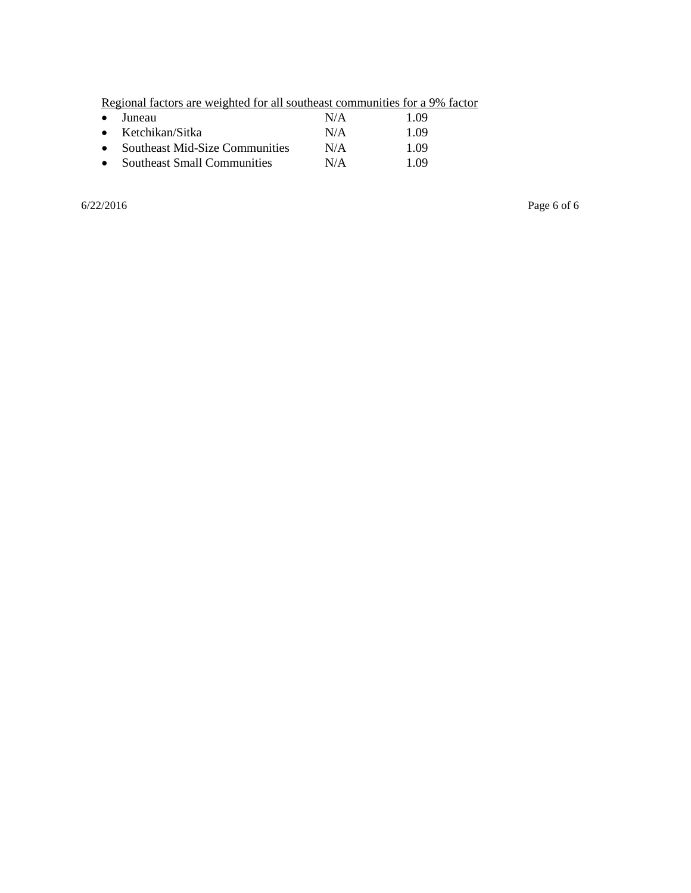Regional factors are weighted for all southeast communities for a 9% factor

| | | |
|---|---|---|
| • Juneau | N/A | 1.09 |
| • Ketchikan/Sitka | N/A | 1.09 |
| • Southeast Mid-Size Communities | N/A | 1.09 |
| • Southeast Small Communities | N/A | 1.09 |

6/22/2016